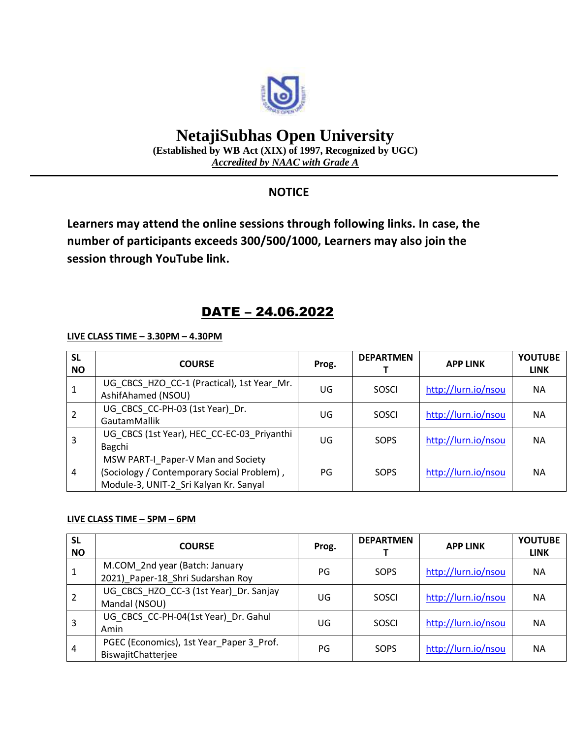# NetajiSubhas Open University

**(Established by WB Act (XIX) of 1997, Recognized by UGC)**

***Accredited by NAAC with Grade A***

## NOTICE

**Learners may attend the online sessions through following links. In case, the number of participants exceeds 300/500/1000, Learners may also join the session through YouTube link.**

## DATE – 24.06.2022

**LIVE CLASS TIME – 3.30PM – 4.30PM**

| SL NO | COURSE | Prog. | DEPARTMENT | APP LINK | YOUTUBE LINK |
|---|---|---|---|---|---|
| 1 | UG_CBCS_HZO_CC-1 (Practical), 1st Year_Mr. AshifAhamed (NSOU) | UG | SOSCI | http://lurn.io/nsou | NA |
| 2 | UG_CBCS_CC-PH-03 (1st Year)_Dr. GautamMallik | UG | SOSCI | http://lurn.io/nsou | NA |
| 3 | UG_CBCS (1st Year), HEC_CC-EC-03_Priyanthi Bagchi | UG | SOPS | http://lurn.io/nsou | NA |
| 4 | MSW PART-I_Paper-V Man and Society (Sociology / Contemporary Social Problem) , Module-3, UNIT-2_Sri Kalyan Kr. Sanyal | PG | SOPS | http://lurn.io/nsou | NA |

**LIVE CLASS TIME – 5PM – 6PM**

| SL NO | COURSE | Prog. | DEPARTMENT | APP LINK | YOUTUBE LINK |
|---|---|---|---|---|---|
| 1 | M.COM_2nd year (Batch: January 2021)_Paper-18_Shri Sudarshan Roy | PG | SOPS | http://lurn.io/nsou | NA |
| 2 | UG_CBCS_HZO_CC-3 (1st Year)_Dr. Sanjay Mandal (NSOU) | UG | SOSCI | http://lurn.io/nsou | NA |
| 3 | UG_CBCS_CC-PH-04(1st Year)_Dr. Gahul Amin | UG | SOSCI | http://lurn.io/nsou | NA |
| 4 | PGEC (Economics), 1st Year_Paper 3_Prof. BiswajitChatterjee | PG | SOPS | http://lurn.io/nsou | NA |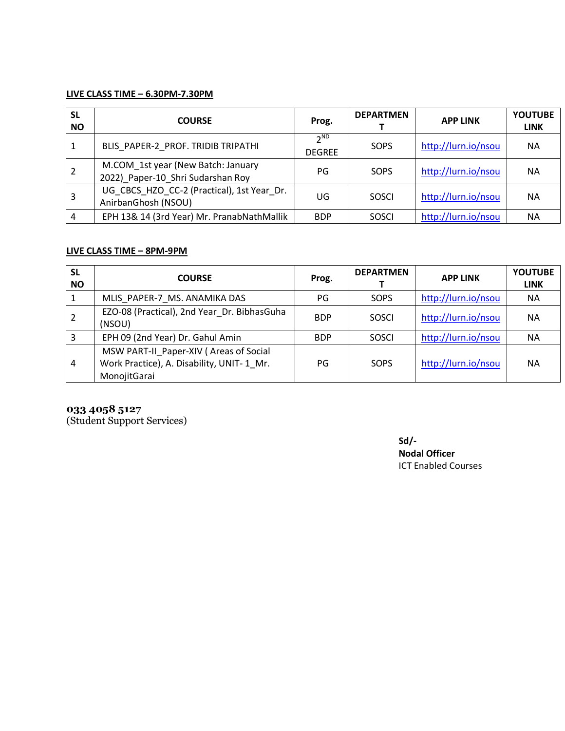**LIVE CLASS TIME – 6.30PM-7.30PM**

| SL NO | COURSE | Prog. | DEPARTMENT | APP LINK | YOUTUBE LINK |
|---|---|---|---|---|---|
| 1 | BLIS_PAPER-2_PROF. TRIDIB TRIPATHI | 2ND DEGREE | SOPS | http://lurn.io/nsou | NA |
| 2 | M.COM_1st year (New Batch: January 2022)_Paper-10_Shri Sudarshan Roy | PG | SOPS | http://lurn.io/nsou | NA |
| 3 | UG_CBCS_HZO_CC-2 (Practical), 1st Year_Dr. AnirbanGhosh (NSOU) | UG | SOSCI | http://lurn.io/nsou | NA |
| 4 | EPH 13& 14 (3rd Year) Mr. PranabNathMallik | BDP | SOSCI | http://lurn.io/nsou | NA |

**LIVE CLASS TIME – 8PM-9PM**

| SL NO | COURSE | Prog. | DEPARTMENT | APP LINK | YOUTUBE LINK |
|---|---|---|---|---|---|
| 1 | MLIS_PAPER-7_MS. ANAMIKA DAS | PG | SOPS | http://lurn.io/nsou | NA |
| 2 | EZO-08 (Practical), 2nd Year_Dr. BibhasGuha (NSOU) | BDP | SOSCI | http://lurn.io/nsou | NA |
| 3 | EPH 09 (2nd Year) Dr. Gahul Amin | BDP | SOSCI | http://lurn.io/nsou | NA |
| 4 | MSW PART-II_Paper-XIV ( Areas of Social Work Practice), A. Disability, UNIT- 1_Mr. MonojitGarai | PG | SOPS | http://lurn.io/nsou | NA |

**033 4058 5127**
(Student Support Services)

Sd/-
**Nodal Officer**
ICT Enabled Courses